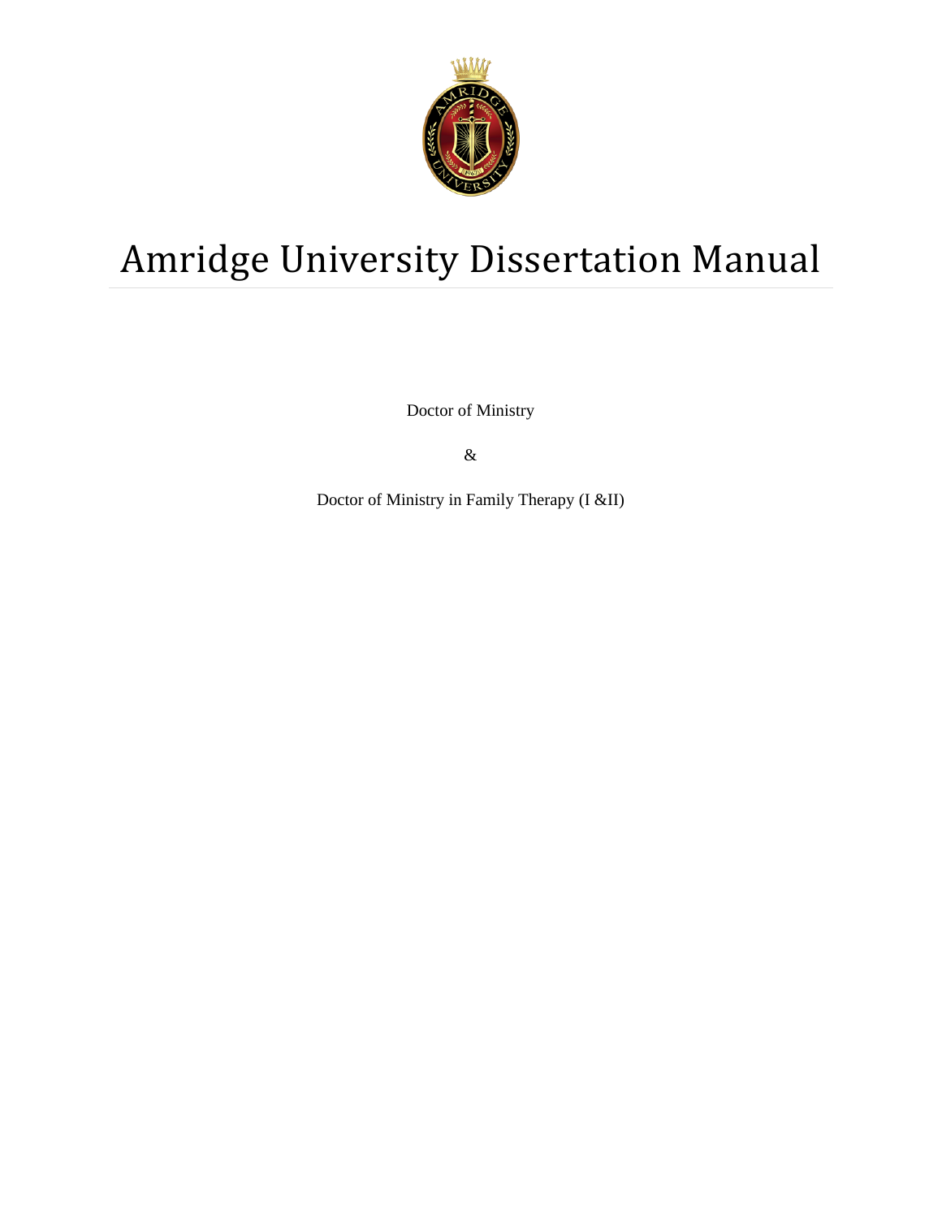# Amridge University Dissertation Manual

Doctor of Ministry

&

Doctor of Ministry in Family Therapy (I &II)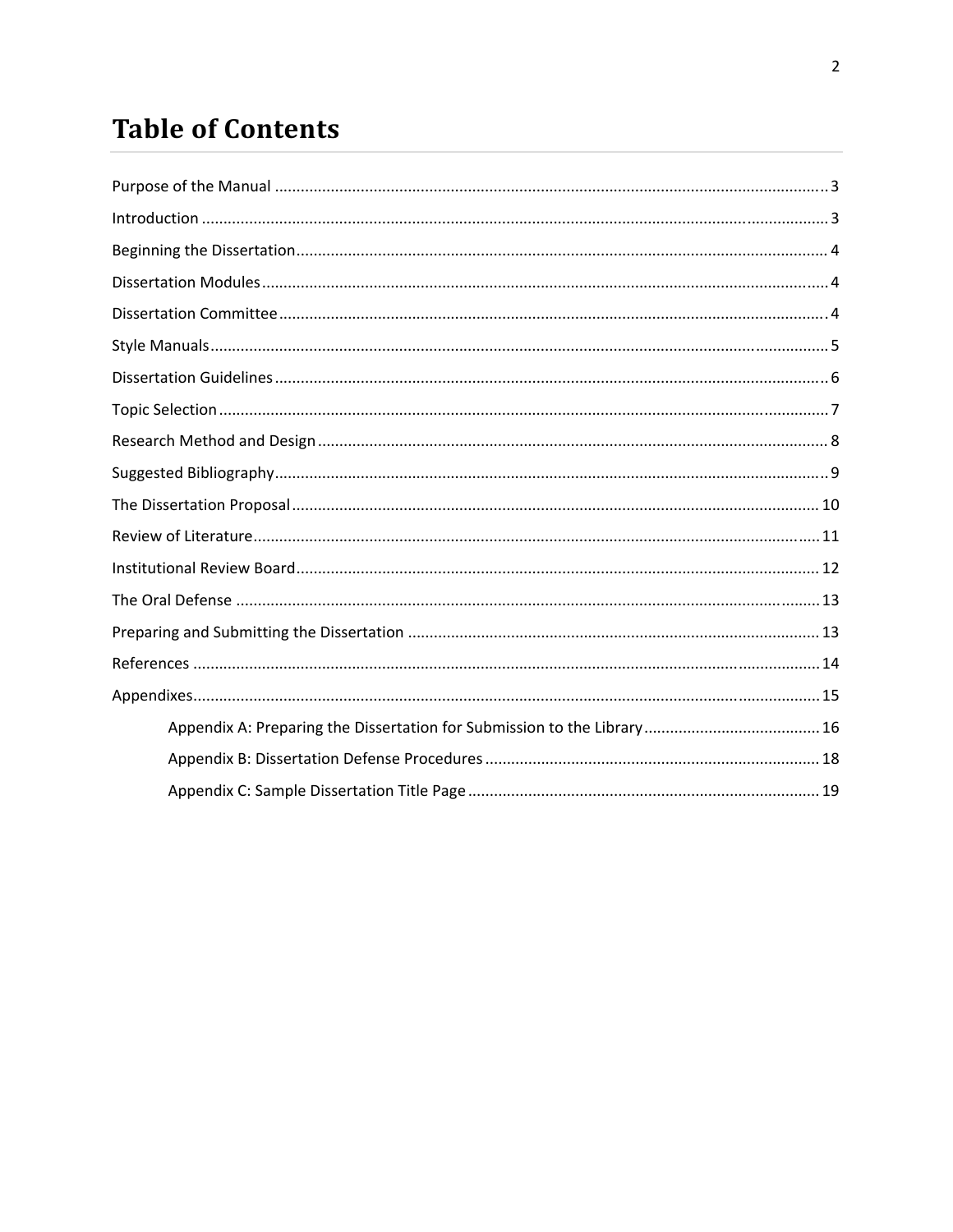# Table of Contents

Purpose of the Manual ..... 3

Introduction ..... 3

Beginning the Dissertation ..... 4

Dissertation Modules ..... 4

Dissertation Committee ..... 4

Style Manuals ..... 5

Dissertation Guidelines ..... 6

Topic Selection ..... 7

Research Method and Design ..... 8

Suggested Bibliography ..... 9

The Dissertation Proposal ..... 10

Review of Literature ..... 11

Institutional Review Board ..... 12

The Oral Defense ..... 13

Preparing and Submitting the Dissertation ..... 13

References ..... 14

Appendixes ..... 15

- Appendix A: Preparing the Dissertation for Submission to the Library ..... 16
- Appendix B: Dissertation Defense Procedures ..... 18
- Appendix C: Sample Dissertation Title Page ..... 19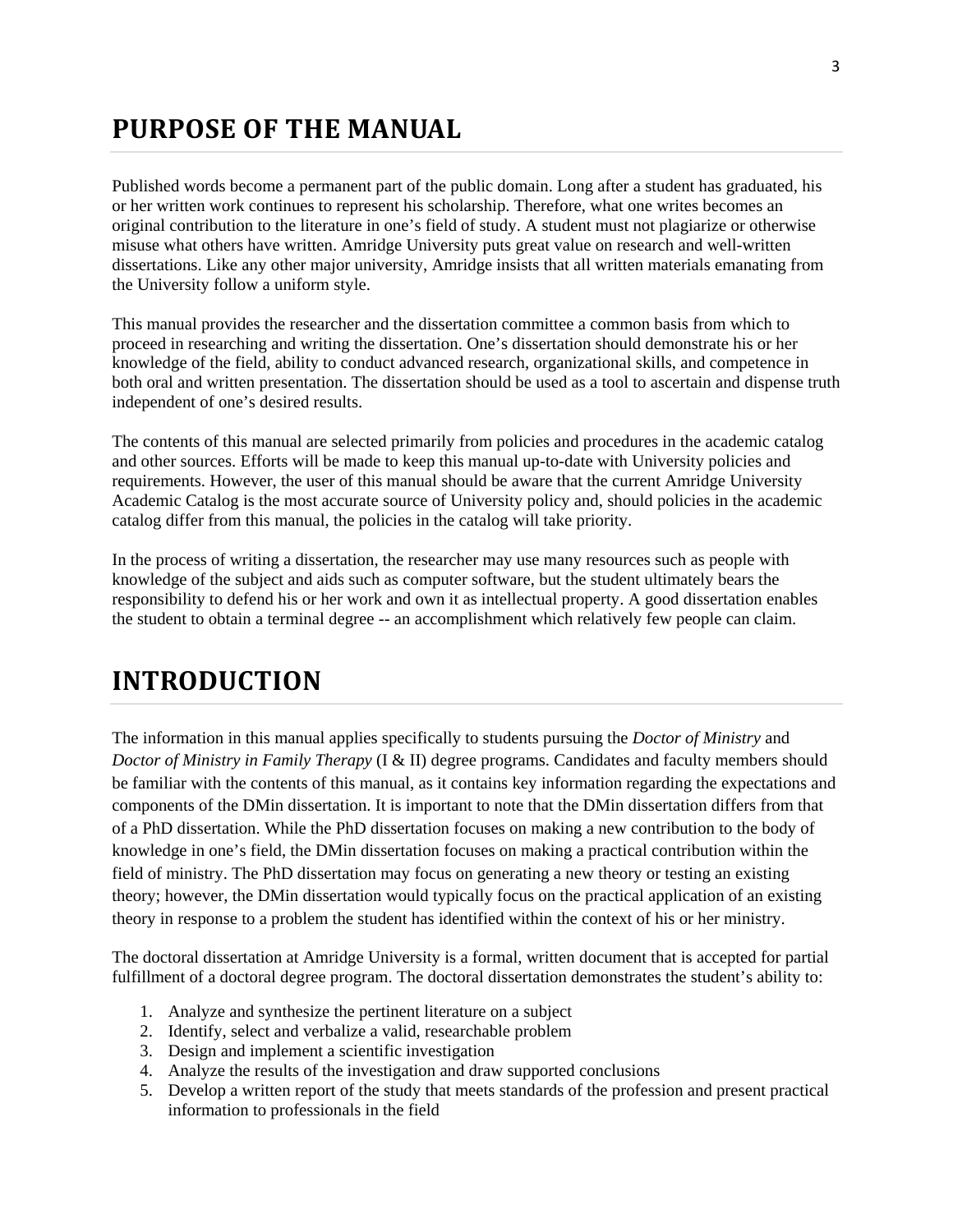# PURPOSE OF THE MANUAL

Published words become a permanent part of the public domain. Long after a student has graduated, his or her written work continues to represent his scholarship. Therefore, what one writes becomes an original contribution to the literature in one's field of study. A student must not plagiarize or otherwise misuse what others have written. Amridge University puts great value on research and well-written dissertations. Like any other major university, Amridge insists that all written materials emanating from the University follow a uniform style.

This manual provides the researcher and the dissertation committee a common basis from which to proceed in researching and writing the dissertation. One's dissertation should demonstrate his or her knowledge of the field, ability to conduct advanced research, organizational skills, and competence in both oral and written presentation. The dissertation should be used as a tool to ascertain and dispense truth independent of one's desired results.

The contents of this manual are selected primarily from policies and procedures in the academic catalog and other sources. Efforts will be made to keep this manual up-to-date with University policies and requirements. However, the user of this manual should be aware that the current Amridge University Academic Catalog is the most accurate source of University policy and, should policies in the academic catalog differ from this manual, the policies in the catalog will take priority.

In the process of writing a dissertation, the researcher may use many resources such as people with knowledge of the subject and aids such as computer software, but the student ultimately bears the responsibility to defend his or her work and own it as intellectual property. A good dissertation enables the student to obtain a terminal degree -- an accomplishment which relatively few people can claim.

# INTRODUCTION

The information in this manual applies specifically to students pursuing the *Doctor of Ministry* and *Doctor of Ministry in Family Therapy* (I & II) degree programs. Candidates and faculty members should be familiar with the contents of this manual, as it contains key information regarding the expectations and components of the DMin dissertation. It is important to note that the DMin dissertation differs from that of a PhD dissertation. While the PhD dissertation focuses on making a new contribution to the body of knowledge in one's field, the DMin dissertation focuses on making a practical contribution within the field of ministry. The PhD dissertation may focus on generating a new theory or testing an existing theory; however, the DMin dissertation would typically focus on the practical application of an existing theory in response to a problem the student has identified within the context of his or her ministry.

The doctoral dissertation at Amridge University is a formal, written document that is accepted for partial fulfillment of a doctoral degree program. The doctoral dissertation demonstrates the student's ability to:

1. Analyze and synthesize the pertinent literature on a subject
2. Identify, select and verbalize a valid, researchable problem
3. Design and implement a scientific investigation
4. Analyze the results of the investigation and draw supported conclusions
5. Develop a written report of the study that meets standards of the profession and present practical information to professionals in the field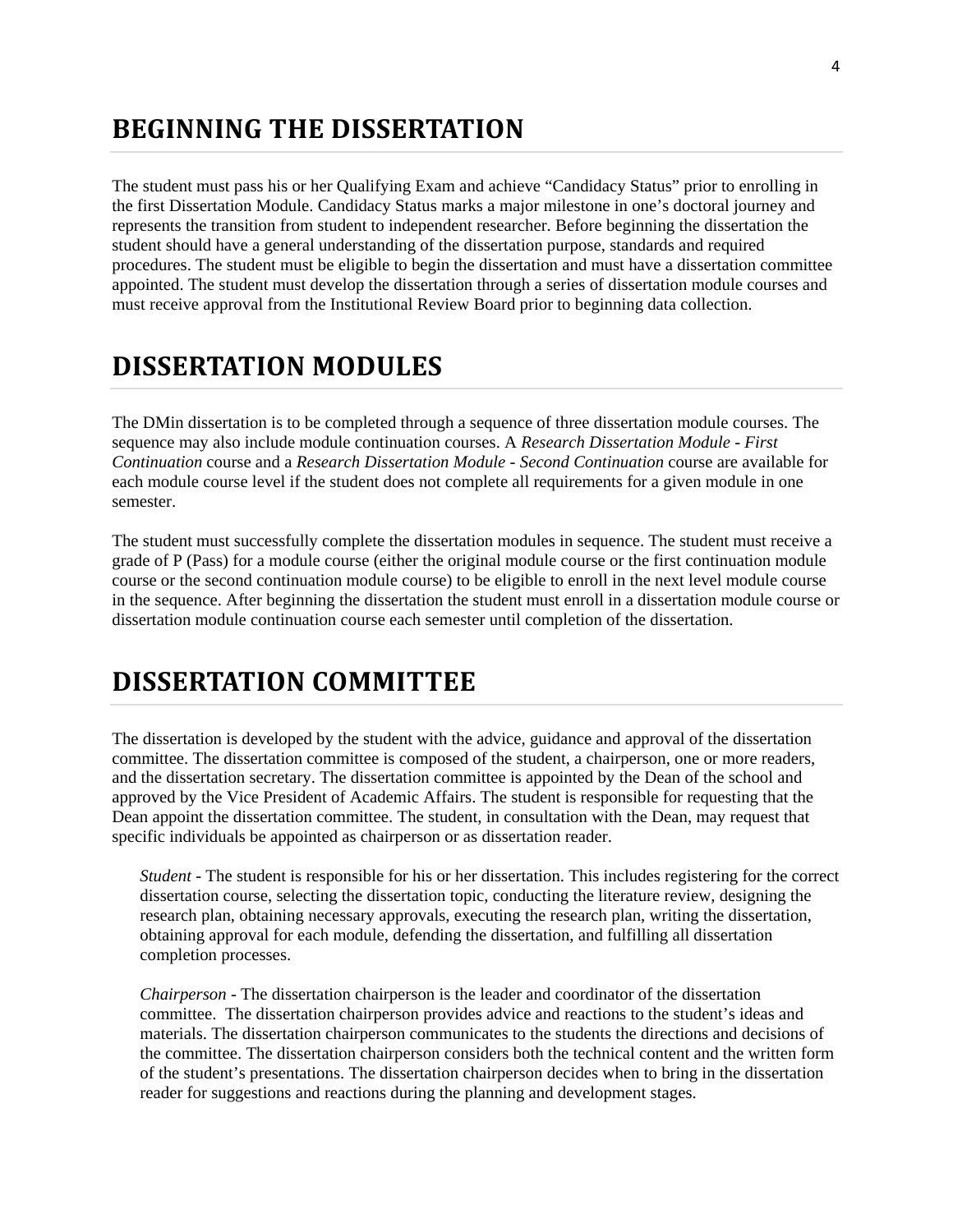# BEGINNING THE DISSERTATION

The student must pass his or her Qualifying Exam and achieve "Candidacy Status" prior to enrolling in the first Dissertation Module. Candidacy Status marks a major milestone in one's doctoral journey and represents the transition from student to independent researcher. Before beginning the dissertation the student should have a general understanding of the dissertation purpose, standards and required procedures. The student must be eligible to begin the dissertation and must have a dissertation committee appointed. The student must develop the dissertation through a series of dissertation module courses and must receive approval from the Institutional Review Board prior to beginning data collection.

# DISSERTATION MODULES

The DMin dissertation is to be completed through a sequence of three dissertation module courses. The sequence may also include module continuation courses. A *Research Dissertation Module - First Continuation* course and a *Research Dissertation Module - Second Continuation* course are available for each module course level if the student does not complete all requirements for a given module in one semester.

The student must successfully complete the dissertation modules in sequence. The student must receive a grade of P (Pass) for a module course (either the original module course or the first continuation module course or the second continuation module course) to be eligible to enroll in the next level module course in the sequence. After beginning the dissertation the student must enroll in a dissertation module course or dissertation module continuation course each semester until completion of the dissertation.

# DISSERTATION COMMITTEE

The dissertation is developed by the student with the advice, guidance and approval of the dissertation committee. The dissertation committee is composed of the student, a chairperson, one or more readers, and the dissertation secretary. The dissertation committee is appointed by the Dean of the school and approved by the Vice President of Academic Affairs. The student is responsible for requesting that the Dean appoint the dissertation committee. The student, in consultation with the Dean, may request that specific individuals be appointed as chairperson or as dissertation reader.

*Student* - The student is responsible for his or her dissertation. This includes registering for the correct dissertation course, selecting the dissertation topic, conducting the literature review, designing the research plan, obtaining necessary approvals, executing the research plan, writing the dissertation, obtaining approval for each module, defending the dissertation, and fulfilling all dissertation completion processes.

*Chairperson* - The dissertation chairperson is the leader and coordinator of the dissertation committee. The dissertation chairperson provides advice and reactions to the student's ideas and materials. The dissertation chairperson communicates to the students the directions and decisions of the committee. The dissertation chairperson considers both the technical content and the written form of the student's presentations. The dissertation chairperson decides when to bring in the dissertation reader for suggestions and reactions during the planning and development stages.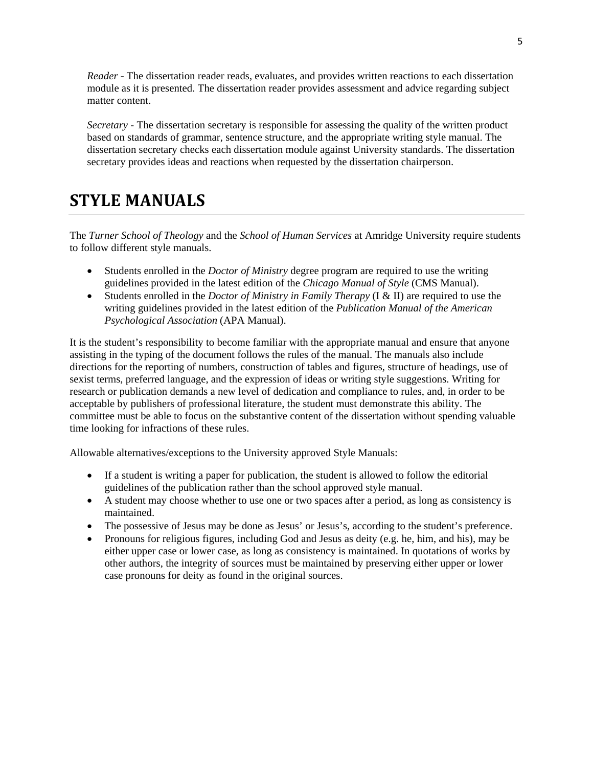*Reader* - The dissertation reader reads, evaluates, and provides written reactions to each dissertation module as it is presented. The dissertation reader provides assessment and advice regarding subject matter content.

*Secretary* - The dissertation secretary is responsible for assessing the quality of the written product based on standards of grammar, sentence structure, and the appropriate writing style manual. The dissertation secretary checks each dissertation module against University standards. The dissertation secretary provides ideas and reactions when requested by the dissertation chairperson.

# STYLE MANUALS

The *Turner School of Theology* and the *School of Human Services* at Amridge University require students to follow different style manuals.

- Students enrolled in the *Doctor of Ministry* degree program are required to use the writing guidelines provided in the latest edition of the *Chicago Manual of Style* (CMS Manual).
- Students enrolled in the *Doctor of Ministry in Family Therapy* (I & II) are required to use the writing guidelines provided in the latest edition of the *Publication Manual of the American Psychological Association* (APA Manual).

It is the student's responsibility to become familiar with the appropriate manual and ensure that anyone assisting in the typing of the document follows the rules of the manual. The manuals also include directions for the reporting of numbers, construction of tables and figures, structure of headings, use of sexist terms, preferred language, and the expression of ideas or writing style suggestions. Writing for research or publication demands a new level of dedication and compliance to rules, and, in order to be acceptable by publishers of professional literature, the student must demonstrate this ability. The committee must be able to focus on the substantive content of the dissertation without spending valuable time looking for infractions of these rules.

Allowable alternatives/exceptions to the University approved Style Manuals:

- If a student is writing a paper for publication, the student is allowed to follow the editorial guidelines of the publication rather than the school approved style manual.
- A student may choose whether to use one or two spaces after a period, as long as consistency is maintained.
- The possessive of Jesus may be done as Jesus' or Jesus's, according to the student's preference.
- Pronouns for religious figures, including God and Jesus as deity (e.g. he, him, and his), may be either upper case or lower case, as long as consistency is maintained. In quotations of works by other authors, the integrity of sources must be maintained by preserving either upper or lower case pronouns for deity as found in the original sources.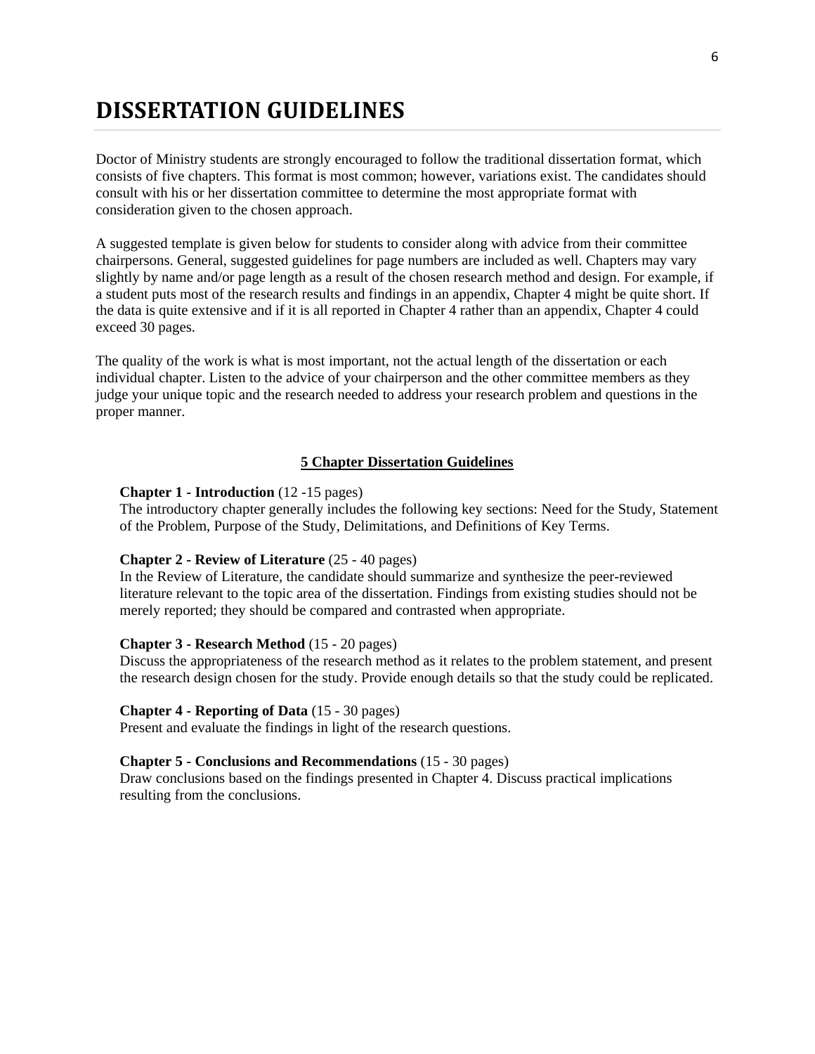# DISSERTATION GUIDELINES

Doctor of Ministry students are strongly encouraged to follow the traditional dissertation format, which consists of five chapters. This format is most common; however, variations exist. The candidates should consult with his or her dissertation committee to determine the most appropriate format with consideration given to the chosen approach.

A suggested template is given below for students to consider along with advice from their committee chairpersons. General, suggested guidelines for page numbers are included as well. Chapters may vary slightly by name and/or page length as a result of the chosen research method and design. For example, if a student puts most of the research results and findings in an appendix, Chapter 4 might be quite short. If the data is quite extensive and if it is all reported in Chapter 4 rather than an appendix, Chapter 4 could exceed 30 pages.

The quality of the work is what is most important, not the actual length of the dissertation or each individual chapter. Listen to the advice of your chairperson and the other committee members as they judge your unique topic and the research needed to address your research problem and questions in the proper manner.

## 5 Chapter Dissertation Guidelines

**Chapter 1 - Introduction** (12 -15 pages)
The introductory chapter generally includes the following key sections: Need for the Study, Statement of the Problem, Purpose of the Study, Delimitations, and Definitions of Key Terms.

**Chapter 2 - Review of Literature** (25 - 40 pages)
In the Review of Literature, the candidate should summarize and synthesize the peer-reviewed literature relevant to the topic area of the dissertation. Findings from existing studies should not be merely reported; they should be compared and contrasted when appropriate.

**Chapter 3 - Research Method** (15 - 20 pages)
Discuss the appropriateness of the research method as it relates to the problem statement, and present the research design chosen for the study. Provide enough details so that the study could be replicated.

**Chapter 4 - Reporting of Data** (15 - 30 pages)
Present and evaluate the findings in light of the research questions.

**Chapter 5 - Conclusions and Recommendations** (15 - 30 pages)
Draw conclusions based on the findings presented in Chapter 4. Discuss practical implications resulting from the conclusions.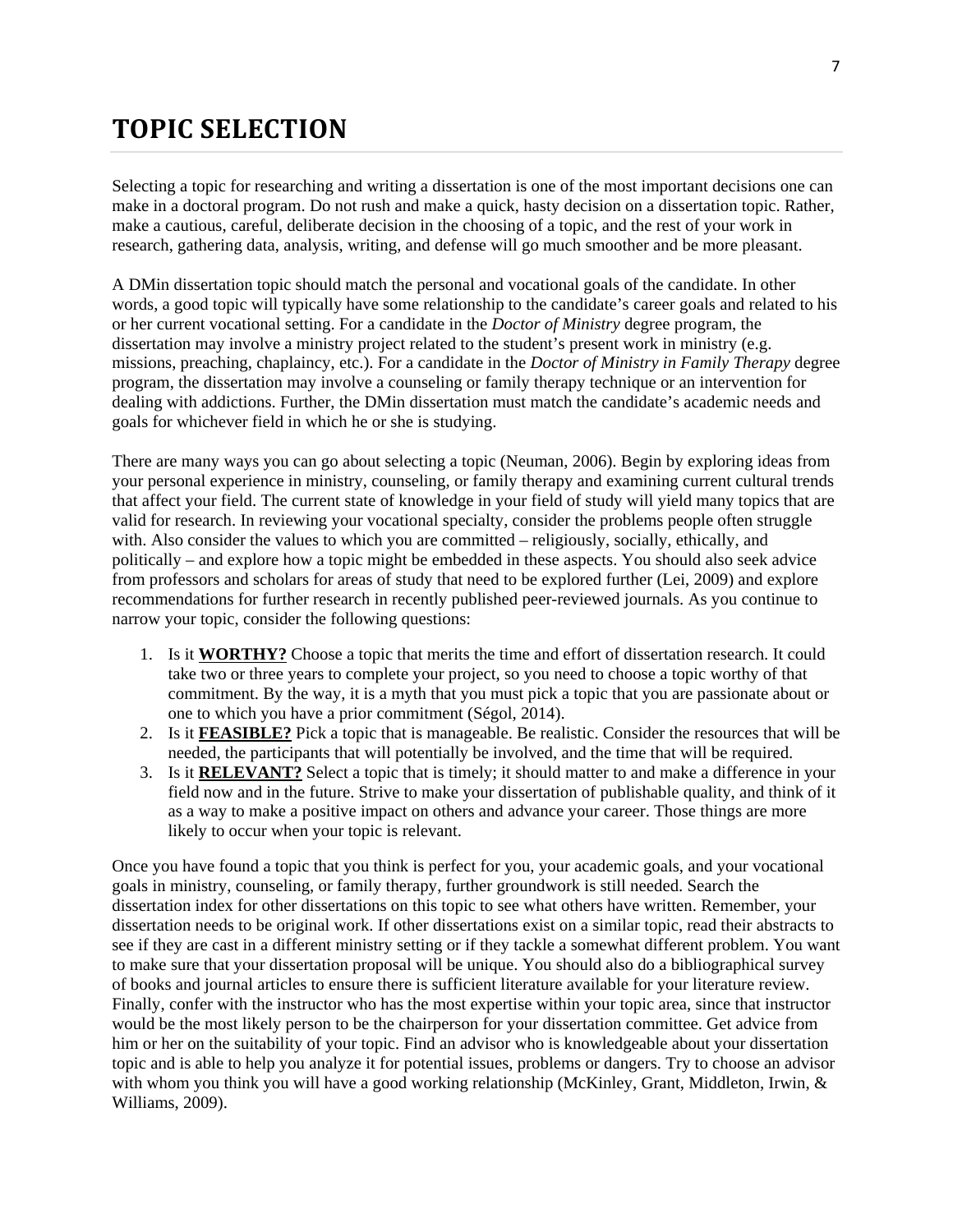# TOPIC SELECTION

Selecting a topic for researching and writing a dissertation is one of the most important decisions one can make in a doctoral program. Do not rush and make a quick, hasty decision on a dissertation topic. Rather, make a cautious, careful, deliberate decision in the choosing of a topic, and the rest of your work in research, gathering data, analysis, writing, and defense will go much smoother and be more pleasant.

A DMin dissertation topic should match the personal and vocational goals of the candidate. In other words, a good topic will typically have some relationship to the candidate's career goals and related to his or her current vocational setting. For a candidate in the *Doctor of Ministry* degree program, the dissertation may involve a ministry project related to the student's present work in ministry (e.g. missions, preaching, chaplaincy, etc.). For a candidate in the *Doctor of Ministry in Family Therapy* degree program, the dissertation may involve a counseling or family therapy technique or an intervention for dealing with addictions. Further, the DMin dissertation must match the candidate's academic needs and goals for whichever field in which he or she is studying.

There are many ways you can go about selecting a topic (Neuman, 2006). Begin by exploring ideas from your personal experience in ministry, counseling, or family therapy and examining current cultural trends that affect your field. The current state of knowledge in your field of study will yield many topics that are valid for research. In reviewing your vocational specialty, consider the problems people often struggle with. Also consider the values to which you are committed – religiously, socially, ethically, and politically – and explore how a topic might be embedded in these aspects. You should also seek advice from professors and scholars for areas of study that need to be explored further (Lei, 2009) and explore recommendations for further research in recently published peer-reviewed journals. As you continue to narrow your topic, consider the following questions:

1. Is it **WORTHY?** Choose a topic that merits the time and effort of dissertation research. It could take two or three years to complete your project, so you need to choose a topic worthy of that commitment. By the way, it is a myth that you must pick a topic that you are passionate about or one to which you have a prior commitment (Ségol, 2014).
2. Is it **FEASIBLE?** Pick a topic that is manageable. Be realistic. Consider the resources that will be needed, the participants that will potentially be involved, and the time that will be required.
3. Is it **RELEVANT?** Select a topic that is timely; it should matter to and make a difference in your field now and in the future. Strive to make your dissertation of publishable quality, and think of it as a way to make a positive impact on others and advance your career. Those things are more likely to occur when your topic is relevant.

Once you have found a topic that you think is perfect for you, your academic goals, and your vocational goals in ministry, counseling, or family therapy, further groundwork is still needed. Search the dissertation index for other dissertations on this topic to see what others have written. Remember, your dissertation needs to be original work. If other dissertations exist on a similar topic, read their abstracts to see if they are cast in a different ministry setting or if they tackle a somewhat different problem. You want to make sure that your dissertation proposal will be unique. You should also do a bibliographical survey of books and journal articles to ensure there is sufficient literature available for your literature review. Finally, confer with the instructor who has the most expertise within your topic area, since that instructor would be the most likely person to be the chairperson for your dissertation committee. Get advice from him or her on the suitability of your topic. Find an advisor who is knowledgeable about your dissertation topic and is able to help you analyze it for potential issues, problems or dangers. Try to choose an advisor with whom you think you will have a good working relationship (McKinley, Grant, Middleton, Irwin, & Williams, 2009).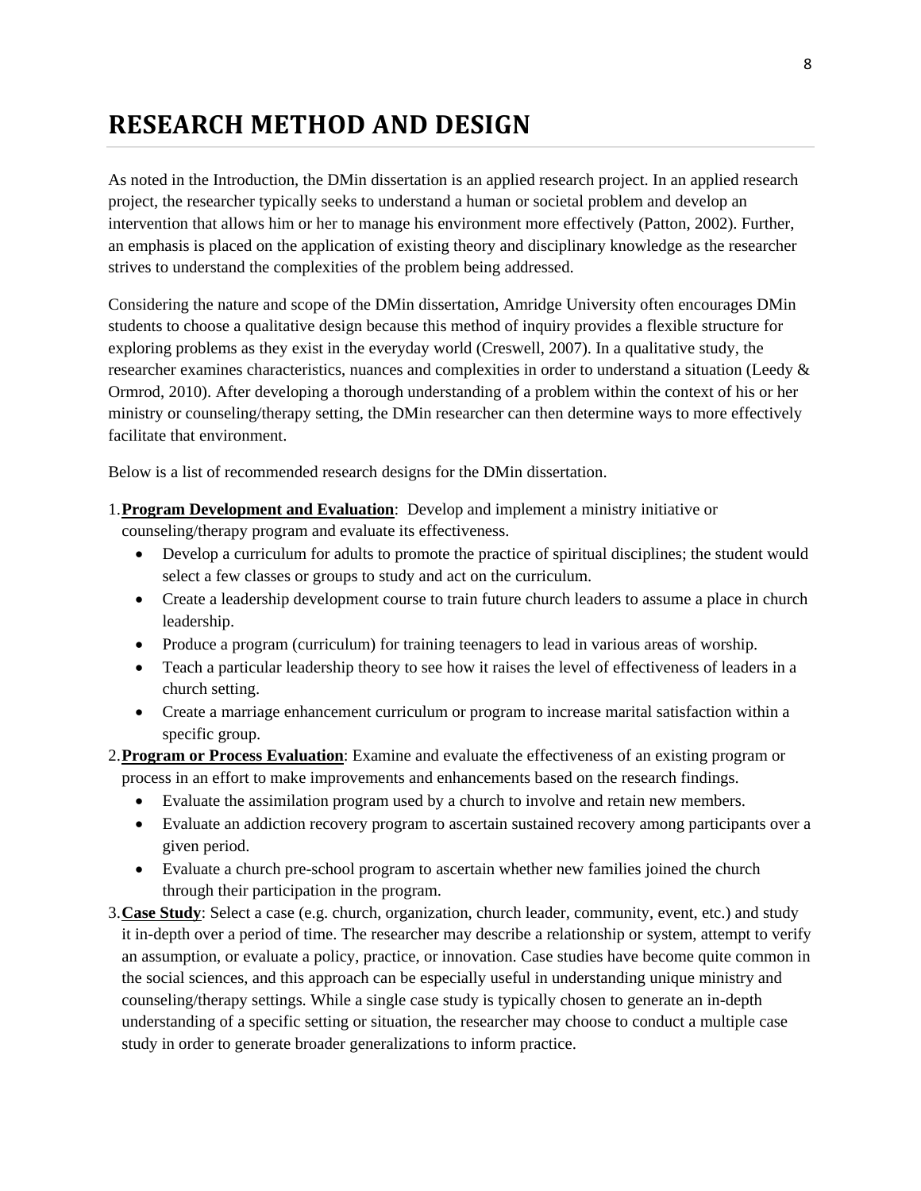# RESEARCH METHOD AND DESIGN

As noted in the Introduction, the DMin dissertation is an applied research project. In an applied research project, the researcher typically seeks to understand a human or societal problem and develop an intervention that allows him or her to manage his environment more effectively (Patton, 2002). Further, an emphasis is placed on the application of existing theory and disciplinary knowledge as the researcher strives to understand the complexities of the problem being addressed.

Considering the nature and scope of the DMin dissertation, Amridge University often encourages DMin students to choose a qualitative design because this method of inquiry provides a flexible structure for exploring problems as they exist in the everyday world (Creswell, 2007). In a qualitative study, the researcher examines characteristics, nuances and complexities in order to understand a situation (Leedy & Ormrod, 2010). After developing a thorough understanding of a problem within the context of his or her ministry or counseling/therapy setting, the DMin researcher can then determine ways to more effectively facilitate that environment.

Below is a list of recommended research designs for the DMin dissertation.

1. **Program Development and Evaluation**: Develop and implement a ministry initiative or counseling/therapy program and evaluate its effectiveness.
   - Develop a curriculum for adults to promote the practice of spiritual disciplines; the student would select a few classes or groups to study and act on the curriculum.
   - Create a leadership development course to train future church leaders to assume a place in church leadership.
   - Produce a program (curriculum) for training teenagers to lead in various areas of worship.
   - Teach a particular leadership theory to see how it raises the level of effectiveness of leaders in a church setting.
   - Create a marriage enhancement curriculum or program to increase marital satisfaction within a specific group.
2. **Program or Process Evaluation**: Examine and evaluate the effectiveness of an existing program or process in an effort to make improvements and enhancements based on the research findings.
   - Evaluate the assimilation program used by a church to involve and retain new members.
   - Evaluate an addiction recovery program to ascertain sustained recovery among participants over a given period.
   - Evaluate a church pre-school program to ascertain whether new families joined the church through their participation in the program.
3. **Case Study**: Select a case (e.g. church, organization, church leader, community, event, etc.) and study it in-depth over a period of time. The researcher may describe a relationship or system, attempt to verify an assumption, or evaluate a policy, practice, or innovation. Case studies have become quite common in the social sciences, and this approach can be especially useful in understanding unique ministry and counseling/therapy settings. While a single case study is typically chosen to generate an in-depth understanding of a specific setting or situation, the researcher may choose to conduct a multiple case study in order to generate broader generalizations to inform practice.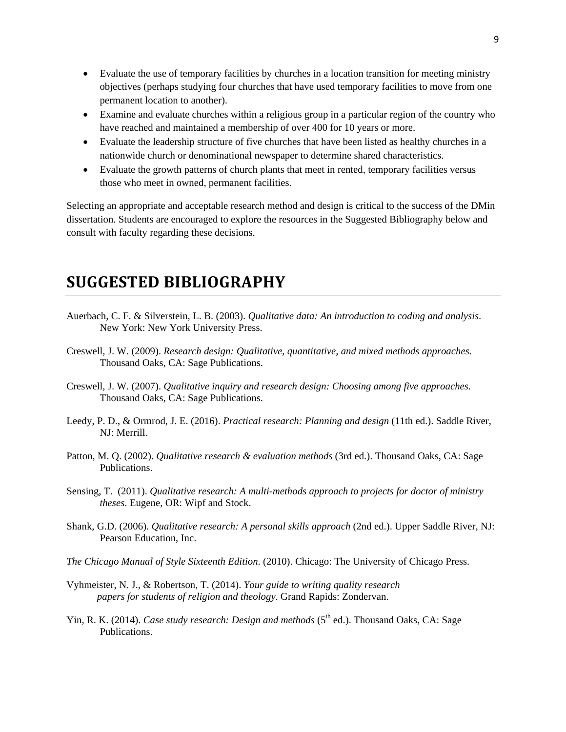- Evaluate the use of temporary facilities by churches in a location transition for meeting ministry objectives (perhaps studying four churches that have used temporary facilities to move from one permanent location to another).
- Examine and evaluate churches within a religious group in a particular region of the country who have reached and maintained a membership of over 400 for 10 years or more.
- Evaluate the leadership structure of five churches that have been listed as healthy churches in a nationwide church or denominational newspaper to determine shared characteristics.
- Evaluate the growth patterns of church plants that meet in rented, temporary facilities versus those who meet in owned, permanent facilities.

Selecting an appropriate and acceptable research method and design is critical to the success of the DMin dissertation. Students are encouraged to explore the resources in the Suggested Bibliography below and consult with faculty regarding these decisions.

# SUGGESTED BIBLIOGRAPHY

Auerbach, C. F. & Silverstein, L. B. (2003). *Qualitative data: An introduction to coding and analysis*. New York: New York University Press.

Creswell, J. W. (2009). *Research design: Qualitative, quantitative, and mixed methods approaches.* Thousand Oaks, CA: Sage Publications.

Creswell, J. W. (2007). *Qualitative inquiry and research design: Choosing among five approaches.* Thousand Oaks, CA: Sage Publications.

Leedy, P. D., & Ormrod, J. E. (2016). *Practical research: Planning and design* (11th ed.). Saddle River, NJ: Merrill.

Patton, M. Q. (2002). *Qualitative research & evaluation methods* (3rd ed.). Thousand Oaks, CA: Sage Publications.

Sensing, T. (2011). *Qualitative research: A multi-methods approach to projects for doctor of ministry theses*. Eugene, OR: Wipf and Stock.

Shank, G.D. (2006). *Qualitative research: A personal skills approach* (2nd ed.). Upper Saddle River, NJ: Pearson Education, Inc.

*The Chicago Manual of Style Sixteenth Edition*. (2010). Chicago: The University of Chicago Press.

Vyhmeister, N. J., & Robertson, T. (2014). *Your guide to writing quality research papers for students of religion and theology*. Grand Rapids: Zondervan.

Yin, R. K. (2014). *Case study research: Design and methods* (5th ed.). Thousand Oaks, CA: Sage Publications.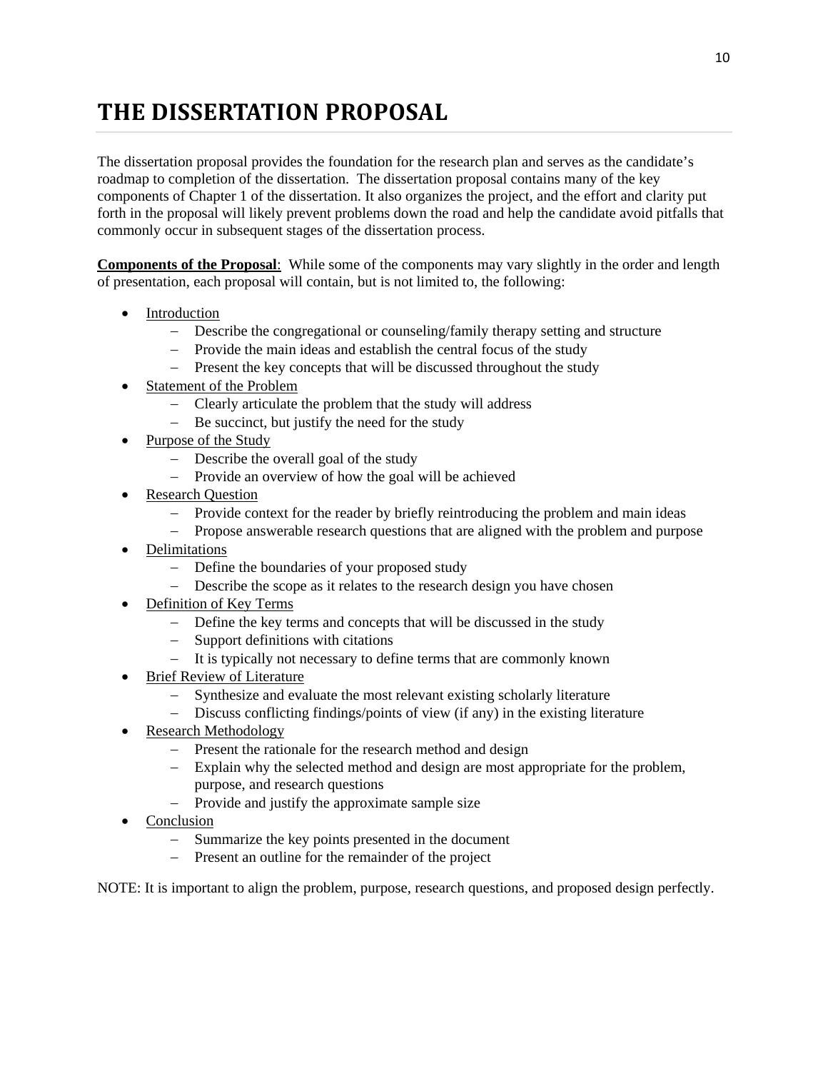# THE DISSERTATION PROPOSAL

The dissertation proposal provides the foundation for the research plan and serves as the candidate's roadmap to completion of the dissertation. The dissertation proposal contains many of the key components of Chapter 1 of the dissertation. It also organizes the project, and the effort and clarity put forth in the proposal will likely prevent problems down the road and help the candidate avoid pitfalls that commonly occur in subsequent stages of the dissertation process.

**Components of the Proposal**: While some of the components may vary slightly in the order and length of presentation, each proposal will contain, but is not limited to, the following:

- Introduction
  - Describe the congregational or counseling/family therapy setting and structure
  - Provide the main ideas and establish the central focus of the study
  - Present the key concepts that will be discussed throughout the study
- Statement of the Problem
  - Clearly articulate the problem that the study will address
  - Be succinct, but justify the need for the study
- Purpose of the Study
  - Describe the overall goal of the study
  - Provide an overview of how the goal will be achieved
- Research Question
  - Provide context for the reader by briefly reintroducing the problem and main ideas
  - Propose answerable research questions that are aligned with the problem and purpose
- Delimitations
  - Define the boundaries of your proposed study
  - Describe the scope as it relates to the research design you have chosen
- Definition of Key Terms
  - Define the key terms and concepts that will be discussed in the study
  - Support definitions with citations
  - It is typically not necessary to define terms that are commonly known
- Brief Review of Literature
  - Synthesize and evaluate the most relevant existing scholarly literature
  - Discuss conflicting findings/points of view (if any) in the existing literature
- Research Methodology
  - Present the rationale for the research method and design
  - Explain why the selected method and design are most appropriate for the problem, purpose, and research questions
  - Provide and justify the approximate sample size
- Conclusion
  - Summarize the key points presented in the document
  - Present an outline for the remainder of the project

NOTE: It is important to align the problem, purpose, research questions, and proposed design perfectly.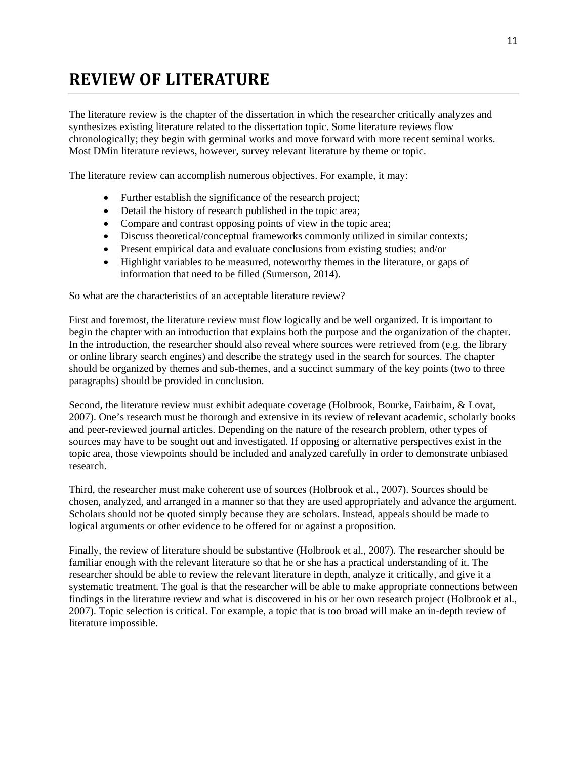# REVIEW OF LITERATURE

The literature review is the chapter of the dissertation in which the researcher critically analyzes and synthesizes existing literature related to the dissertation topic. Some literature reviews flow chronologically; they begin with germinal works and move forward with more recent seminal works. Most DMin literature reviews, however, survey relevant literature by theme or topic.

The literature review can accomplish numerous objectives. For example, it may:

- Further establish the significance of the research project;
- Detail the history of research published in the topic area;
- Compare and contrast opposing points of view in the topic area;
- Discuss theoretical/conceptual frameworks commonly utilized in similar contexts;
- Present empirical data and evaluate conclusions from existing studies; and/or
- Highlight variables to be measured, noteworthy themes in the literature, or gaps of information that need to be filled (Sumerson, 2014).

So what are the characteristics of an acceptable literature review?

First and foremost, the literature review must flow logically and be well organized. It is important to begin the chapter with an introduction that explains both the purpose and the organization of the chapter. In the introduction, the researcher should also reveal where sources were retrieved from (e.g. the library or online library search engines) and describe the strategy used in the search for sources. The chapter should be organized by themes and sub-themes, and a succinct summary of the key points (two to three paragraphs) should be provided in conclusion.

Second, the literature review must exhibit adequate coverage (Holbrook, Bourke, Fairbaim, & Lovat, 2007). One's research must be thorough and extensive in its review of relevant academic, scholarly books and peer-reviewed journal articles. Depending on the nature of the research problem, other types of sources may have to be sought out and investigated. If opposing or alternative perspectives exist in the topic area, those viewpoints should be included and analyzed carefully in order to demonstrate unbiased research.

Third, the researcher must make coherent use of sources (Holbrook et al., 2007). Sources should be chosen, analyzed, and arranged in a manner so that they are used appropriately and advance the argument. Scholars should not be quoted simply because they are scholars. Instead, appeals should be made to logical arguments or other evidence to be offered for or against a proposition.

Finally, the review of literature should be substantive (Holbrook et al., 2007). The researcher should be familiar enough with the relevant literature so that he or she has a practical understanding of it. The researcher should be able to review the relevant literature in depth, analyze it critically, and give it a systematic treatment. The goal is that the researcher will be able to make appropriate connections between findings in the literature review and what is discovered in his or her own research project (Holbrook et al., 2007). Topic selection is critical. For example, a topic that is too broad will make an in-depth review of literature impossible.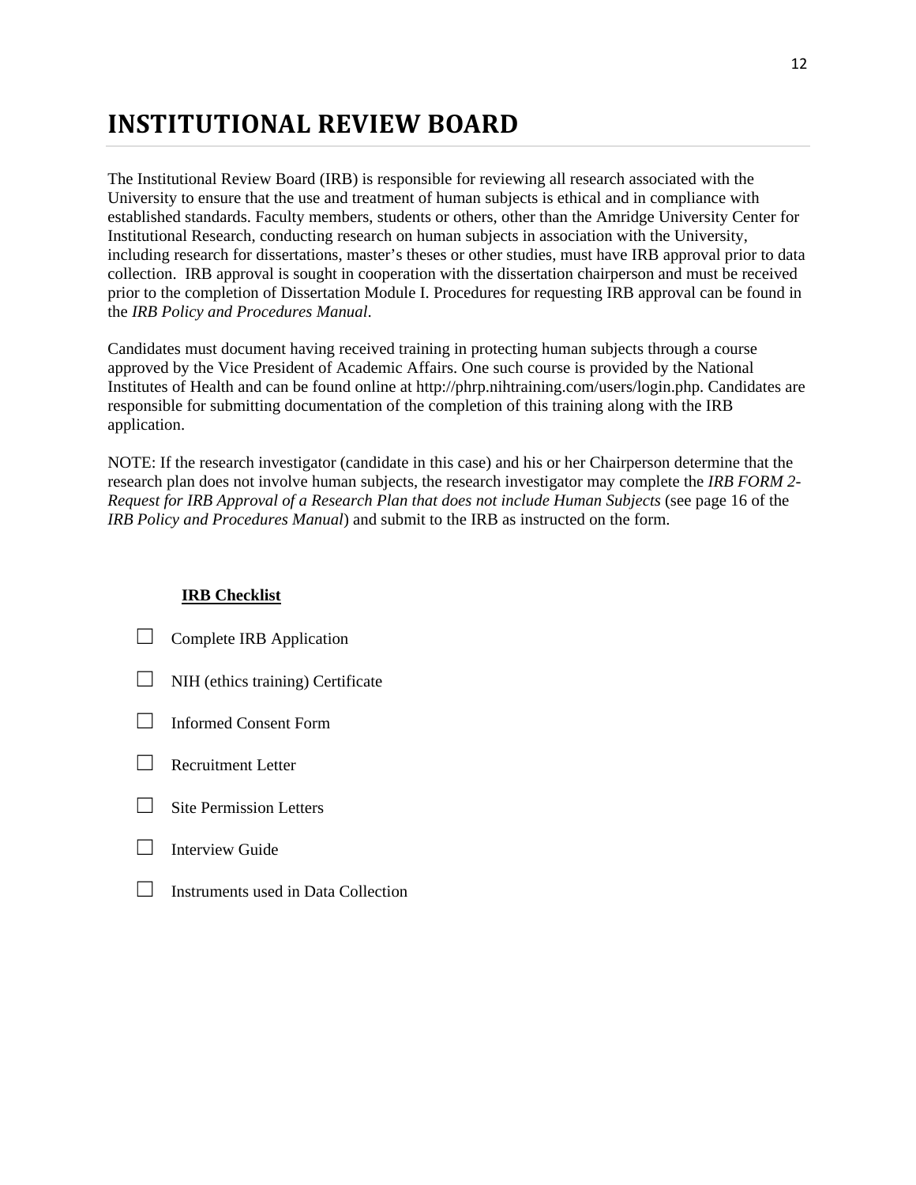# INSTITUTIONAL REVIEW BOARD

The Institutional Review Board (IRB) is responsible for reviewing all research associated with the University to ensure that the use and treatment of human subjects is ethical and in compliance with established standards. Faculty members, students or others, other than the Amridge University Center for Institutional Research, conducting research on human subjects in association with the University, including research for dissertations, master's theses or other studies, must have IRB approval prior to data collection. IRB approval is sought in cooperation with the dissertation chairperson and must be received prior to the completion of Dissertation Module I. Procedures for requesting IRB approval can be found in the *IRB Policy and Procedures Manual*.

Candidates must document having received training in protecting human subjects through a course approved by the Vice President of Academic Affairs. One such course is provided by the National Institutes of Health and can be found online at http://phrp.nihtraining.com/users/login.php. Candidates are responsible for submitting documentation of the completion of this training along with the IRB application.

NOTE: If the research investigator (candidate in this case) and his or her Chairperson determine that the research plan does not involve human subjects, the research investigator may complete the *IRB FORM 2-Request for IRB Approval of a Research Plan that does not include Human Subjects* (see page 16 of the *IRB Policy and Procedures Manual*) and submit to the IRB as instructed on the form.

**IRB Checklist**

- ☐ Complete IRB Application
- ☐ NIH (ethics training) Certificate
- ☐ Informed Consent Form
- ☐ Recruitment Letter
- ☐ Site Permission Letters
- ☐ Interview Guide
- ☐ Instruments used in Data Collection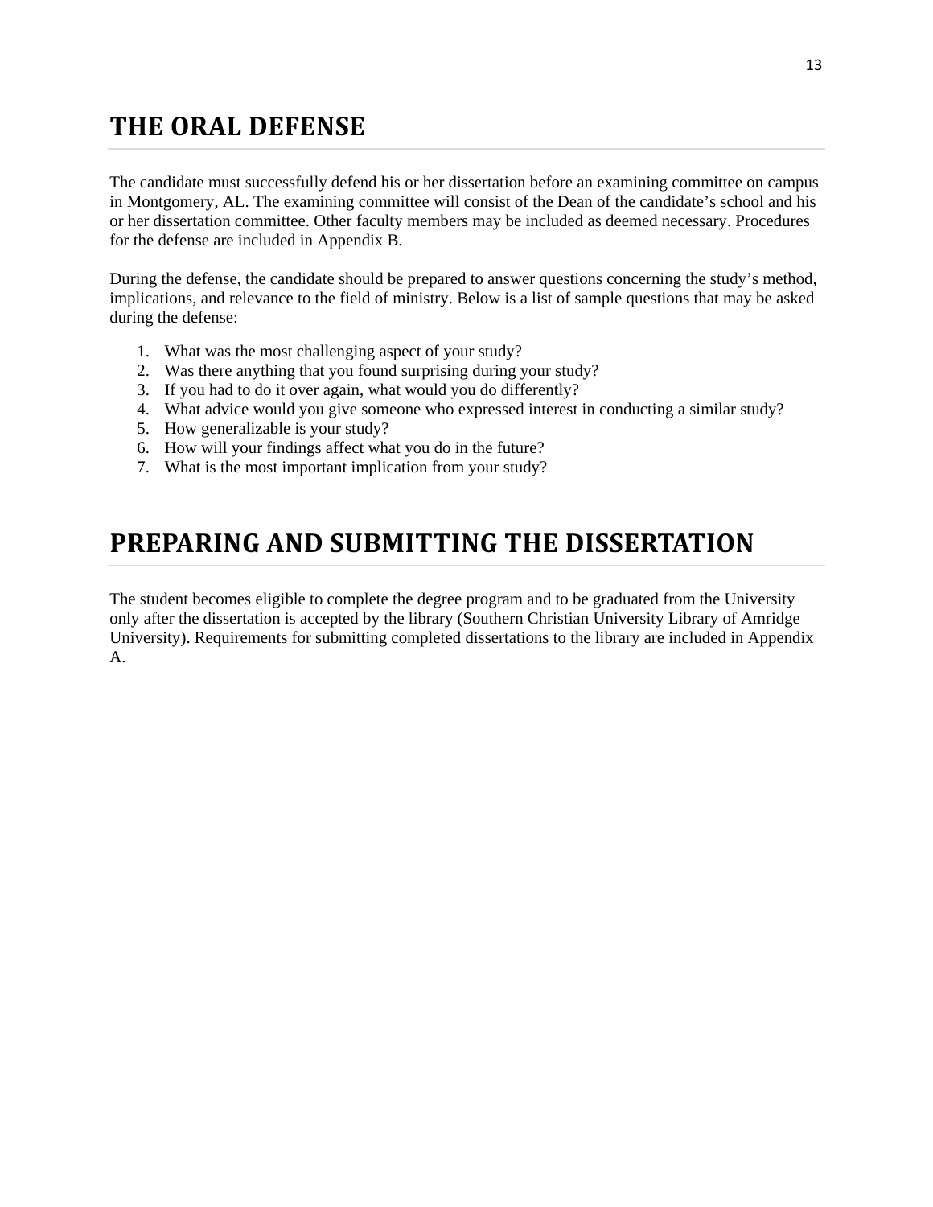# THE ORAL DEFENSE

The candidate must successfully defend his or her dissertation before an examining committee on campus in Montgomery, AL. The examining committee will consist of the Dean of the candidate's school and his or her dissertation committee. Other faculty members may be included as deemed necessary. Procedures for the defense are included in Appendix B.

During the defense, the candidate should be prepared to answer questions concerning the study's method, implications, and relevance to the field of ministry. Below is a list of sample questions that may be asked during the defense:

1. What was the most challenging aspect of your study?
2. Was there anything that you found surprising during your study?
3. If you had to do it over again, what would you do differently?
4. What advice would you give someone who expressed interest in conducting a similar study?
5. How generalizable is your study?
6. How will your findings affect what you do in the future?
7. What is the most important implication from your study?

# PREPARING AND SUBMITTING THE DISSERTATION

The student becomes eligible to complete the degree program and to be graduated from the University only after the dissertation is accepted by the library (Southern Christian University Library of Amridge University). Requirements for submitting completed dissertations to the library are included in Appendix A.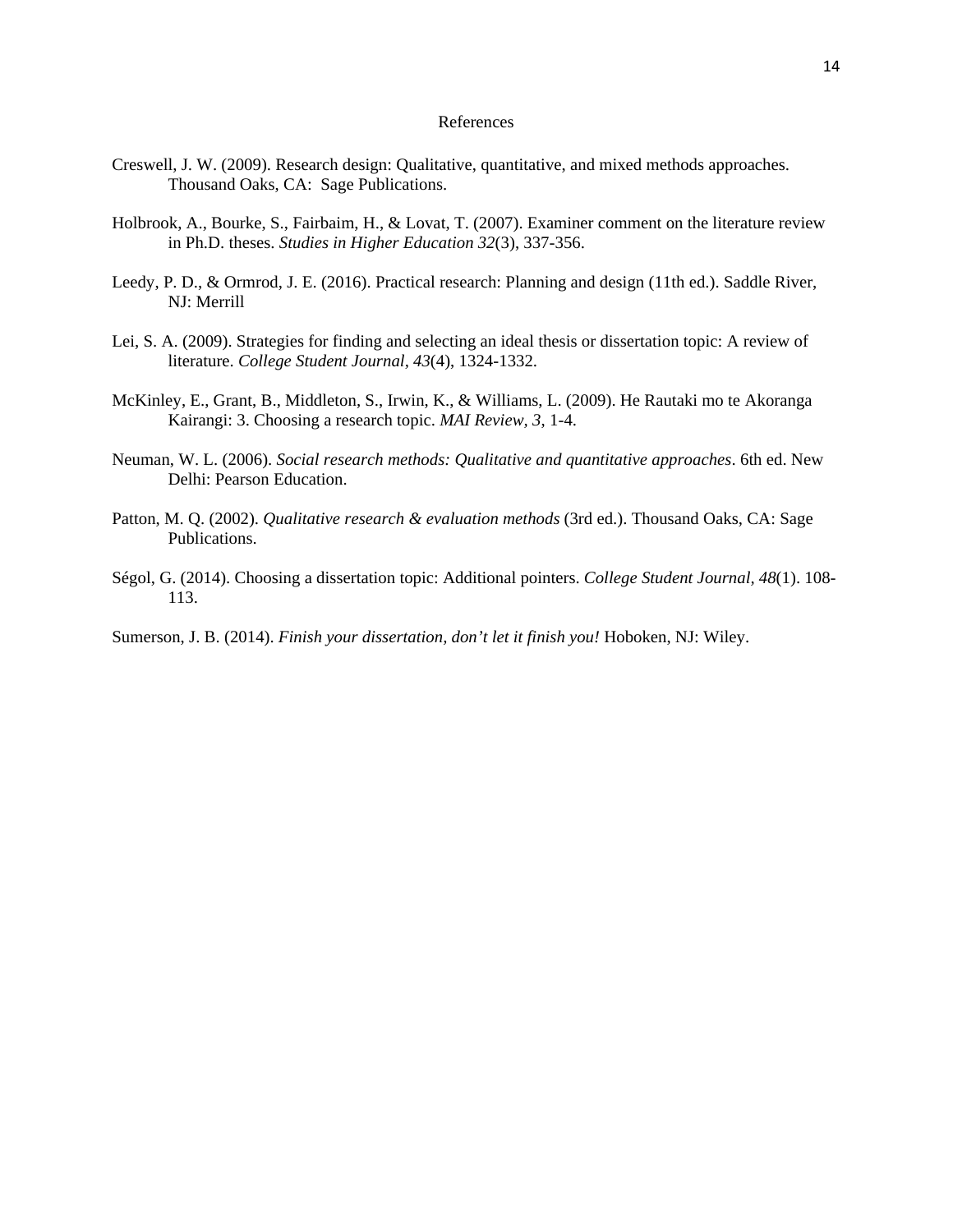# References

Creswell, J. W. (2009). Research design: Qualitative, quantitative, and mixed methods approaches. Thousand Oaks, CA:  Sage Publications.

Holbrook, A., Bourke, S., Fairbaim, H., & Lovat, T. (2007). Examiner comment on the literature review in Ph.D. theses. *Studies in Higher Education 32*(3), 337-356.

Leedy, P. D., & Ormrod, J. E. (2016). Practical research: Planning and design (11th ed.). Saddle River, NJ: Merrill

Lei, S. A. (2009). Strategies for finding and selecting an ideal thesis or dissertation topic: A review of literature. *College Student Journal, 43*(4), 1324-1332.

McKinley, E., Grant, B., Middleton, S., Irwin, K., & Williams, L. (2009). He Rautaki mo te Akoranga Kairangi: 3. Choosing a research topic. *MAI Review, 3*, 1-4.

Neuman, W. L. (2006). *Social research methods: Qualitative and quantitative approaches*. 6th ed. New Delhi: Pearson Education.

Patton, M. Q. (2002). *Qualitative research & evaluation methods* (3rd ed.). Thousand Oaks, CA: Sage Publications.

Ségol, G. (2014). Choosing a dissertation topic: Additional pointers. *College Student Journal, 48*(1). 108-113.

Sumerson, J. B. (2014). *Finish your dissertation, don't let it finish you!* Hoboken, NJ: Wiley.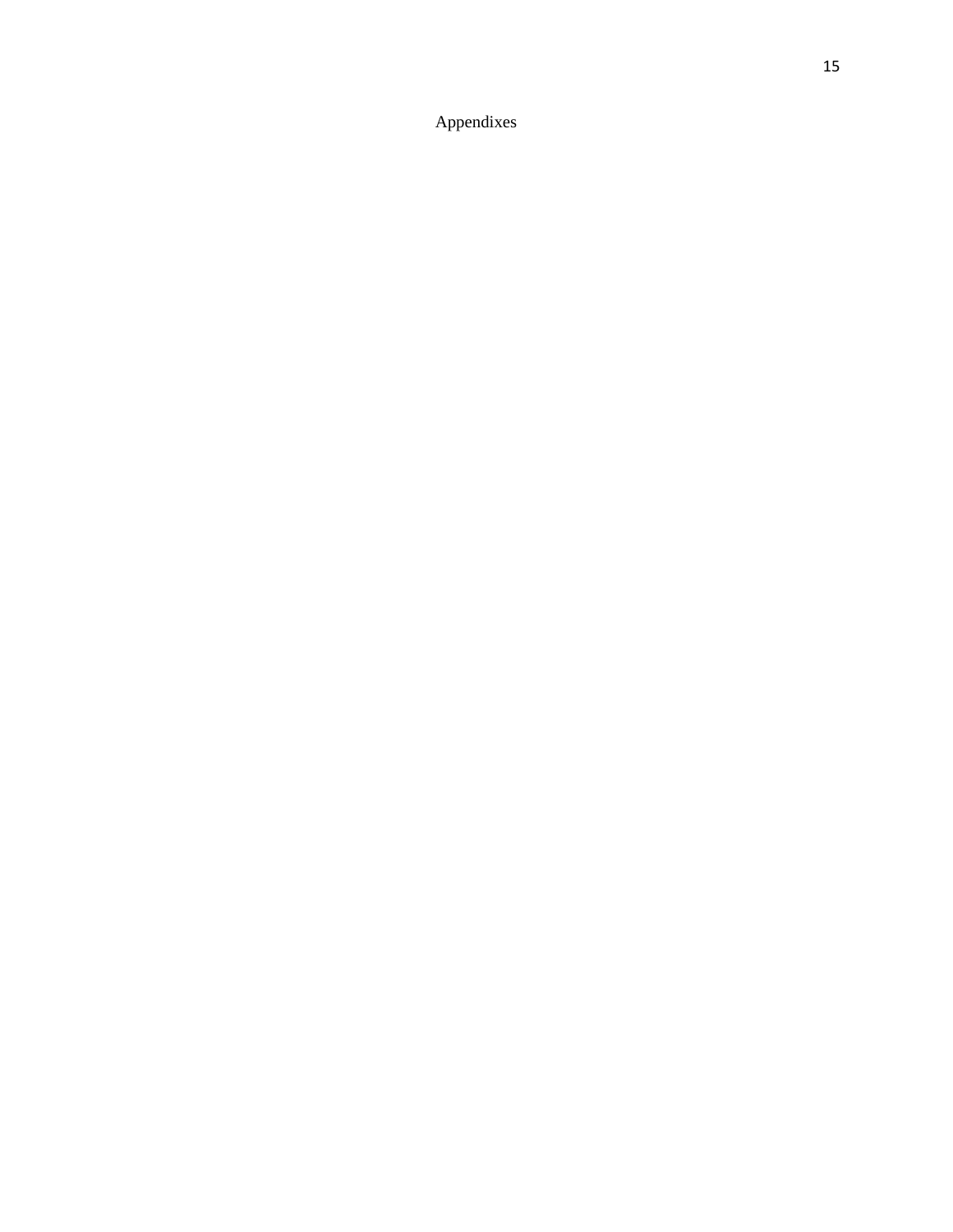# Appendixes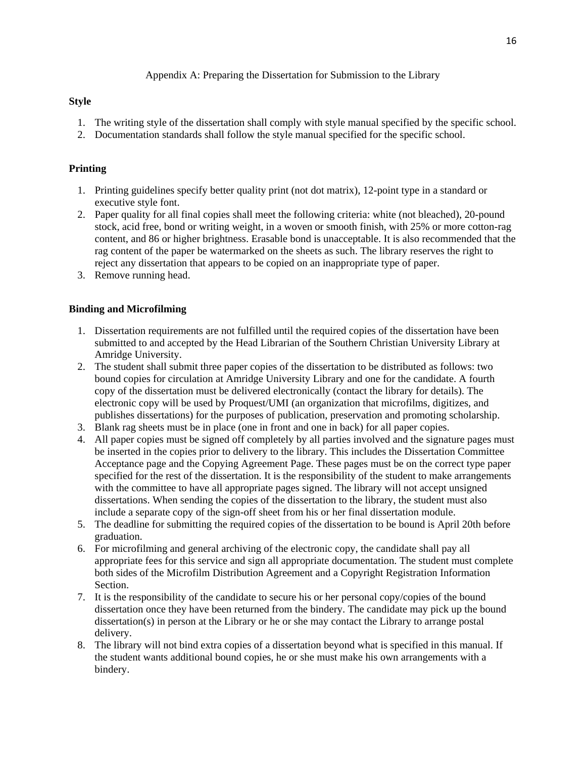# Appendix A: Preparing the Dissertation for Submission to the Library

## Style

1. The writing style of the dissertation shall comply with style manual specified by the specific school.
2. Documentation standards shall follow the style manual specified for the specific school.

## Printing

1. Printing guidelines specify better quality print (not dot matrix), 12-point type in a standard or executive style font.
2. Paper quality for all final copies shall meet the following criteria: white (not bleached), 20-pound stock, acid free, bond or writing weight, in a woven or smooth finish, with 25% or more cotton-rag content, and 86 or higher brightness. Erasable bond is unacceptable. It is also recommended that the rag content of the paper be watermarked on the sheets as such. The library reserves the right to reject any dissertation that appears to be copied on an inappropriate type of paper.
3. Remove running head.

## Binding and Microfilming

1. Dissertation requirements are not fulfilled until the required copies of the dissertation have been submitted to and accepted by the Head Librarian of the Southern Christian University Library at Amridge University.
2. The student shall submit three paper copies of the dissertation to be distributed as follows: two bound copies for circulation at Amridge University Library and one for the candidate. A fourth copy of the dissertation must be delivered electronically (contact the library for details). The electronic copy will be used by Proquest/UMI (an organization that microfilms, digitizes, and publishes dissertations) for the purposes of publication, preservation and promoting scholarship.
3. Blank rag sheets must be in place (one in front and one in back) for all paper copies.
4. All paper copies must be signed off completely by all parties involved and the signature pages must be inserted in the copies prior to delivery to the library. This includes the Dissertation Committee Acceptance page and the Copying Agreement Page. These pages must be on the correct type paper specified for the rest of the dissertation. It is the responsibility of the student to make arrangements with the committee to have all appropriate pages signed. The library will not accept unsigned dissertations. When sending the copies of the dissertation to the library, the student must also include a separate copy of the sign-off sheet from his or her final dissertation module.
5. The deadline for submitting the required copies of the dissertation to be bound is April 20th before graduation.
6. For microfilming and general archiving of the electronic copy, the candidate shall pay all appropriate fees for this service and sign all appropriate documentation. The student must complete both sides of the Microfilm Distribution Agreement and a Copyright Registration Information Section.
7. It is the responsibility of the candidate to secure his or her personal copy/copies of the bound dissertation once they have been returned from the bindery. The candidate may pick up the bound dissertation(s) in person at the Library or he or she may contact the Library to arrange postal delivery.
8. The library will not bind extra copies of a dissertation beyond what is specified in this manual. If the student wants additional bound copies, he or she must make his own arrangements with a bindery.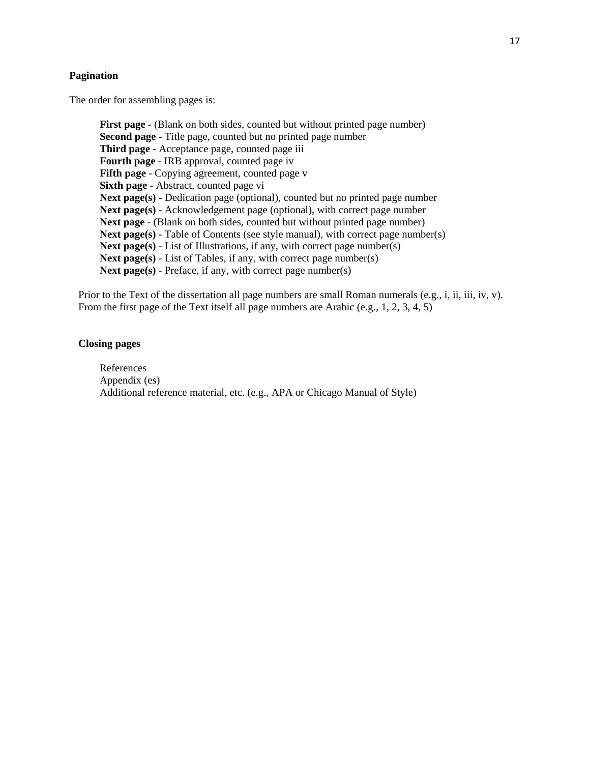**Pagination**

The order for assembling pages is:

**First page** - (Blank on both sides, counted but without printed page number)
**Second page** - Title page, counted but no printed page number
**Third page** - Acceptance page, counted page iii
**Fourth page** - IRB approval, counted page iv
**Fifth page** - Copying agreement, counted page v
**Sixth page** - Abstract, counted page vi
**Next page(s)** - Dedication page (optional), counted but no printed page number
**Next page(s)** - Acknowledgement page (optional), with correct page number
**Next page** - (Blank on both sides, counted but without printed page number)
**Next page(s)** - Table of Contents (see style manual), with correct page number(s)
**Next page(s)** - List of Illustrations, if any, with correct page number(s)
**Next page(s)** - List of Tables, if any, with correct page number(s)
**Next page(s)** - Preface, if any, with correct page number(s)

Prior to the Text of the dissertation all page numbers are small Roman numerals (e.g., i, ii, iii, iv, v). From the first page of the Text itself all page numbers are Arabic (e.g., 1, 2, 3, 4, 5)

**Closing pages**

References
Appendix (es)
Additional reference material, etc. (e.g., APA or Chicago Manual of Style)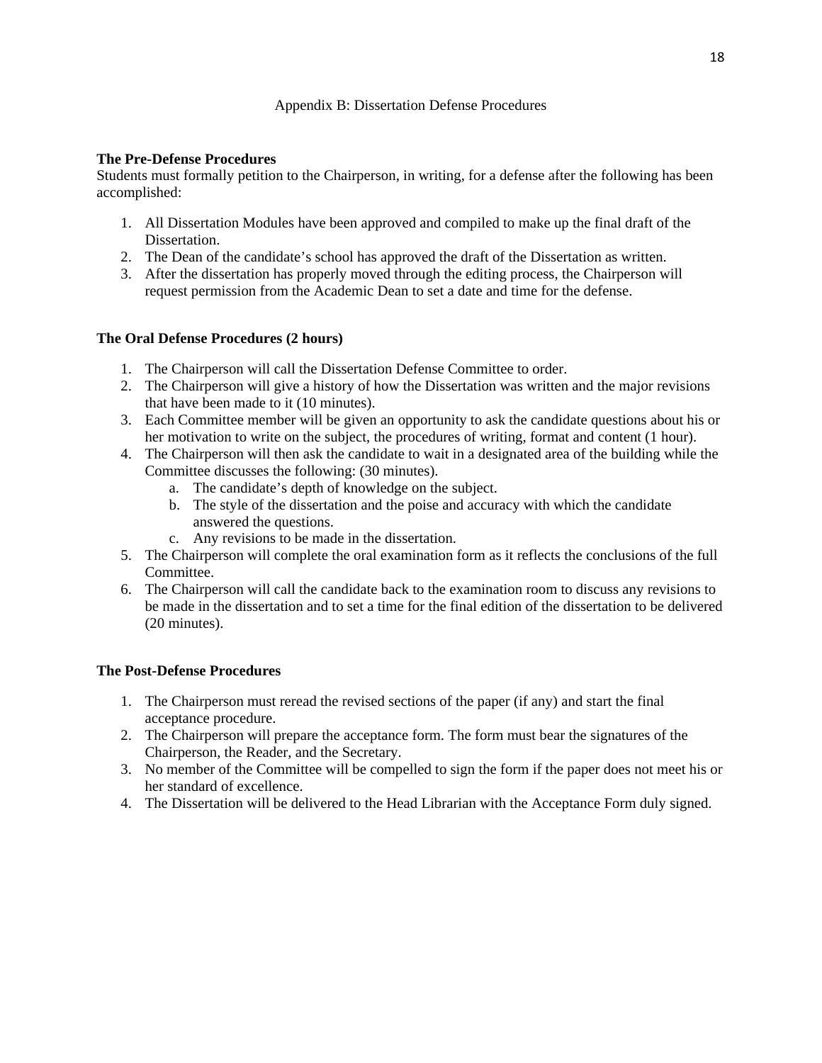# Appendix B: Dissertation Defense Procedures

**The Pre-Defense Procedures**

Students must formally petition to the Chairperson, in writing, for a defense after the following has been accomplished:

1. All Dissertation Modules have been approved and compiled to make up the final draft of the Dissertation.
2. The Dean of the candidate's school has approved the draft of the Dissertation as written.
3. After the dissertation has properly moved through the editing process, the Chairperson will request permission from the Academic Dean to set a date and time for the defense.

**The Oral Defense Procedures (2 hours)**

1. The Chairperson will call the Dissertation Defense Committee to order.
2. The Chairperson will give a history of how the Dissertation was written and the major revisions that have been made to it (10 minutes).
3. Each Committee member will be given an opportunity to ask the candidate questions about his or her motivation to write on the subject, the procedures of writing, format and content (1 hour).
4. The Chairperson will then ask the candidate to wait in a designated area of the building while the Committee discusses the following: (30 minutes).
   a. The candidate's depth of knowledge on the subject.
   b. The style of the dissertation and the poise and accuracy with which the candidate answered the questions.
   c. Any revisions to be made in the dissertation.
5. The Chairperson will complete the oral examination form as it reflects the conclusions of the full Committee.
6. The Chairperson will call the candidate back to the examination room to discuss any revisions to be made in the dissertation and to set a time for the final edition of the dissertation to be delivered (20 minutes).

**The Post-Defense Procedures**

1. The Chairperson must reread the revised sections of the paper (if any) and start the final acceptance procedure.
2. The Chairperson will prepare the acceptance form. The form must bear the signatures of the Chairperson, the Reader, and the Secretary.
3. No member of the Committee will be compelled to sign the form if the paper does not meet his or her standard of excellence.
4. The Dissertation will be delivered to the Head Librarian with the Acceptance Form duly signed.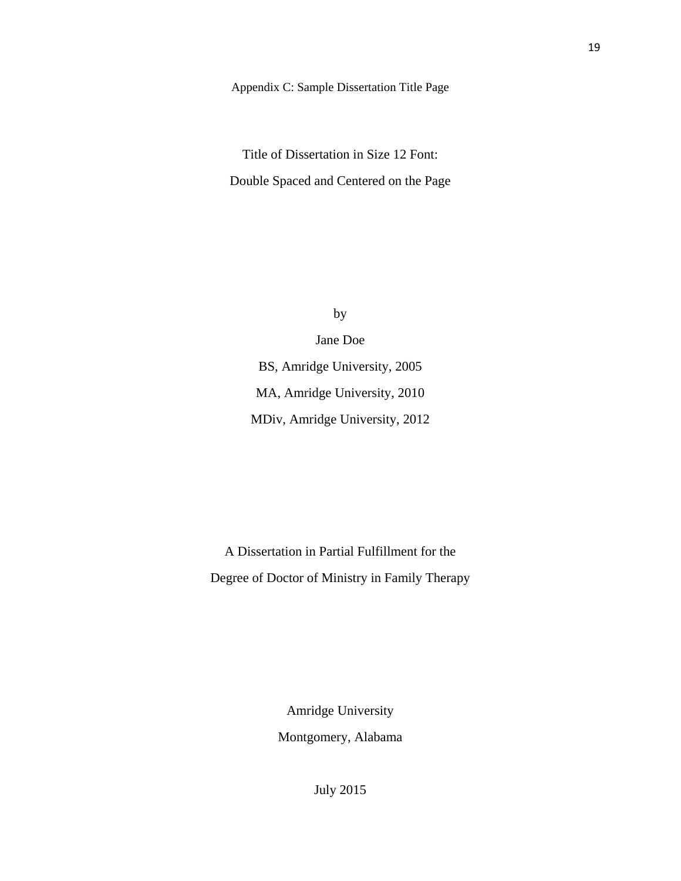Appendix C: Sample Dissertation Title Page

Title of Dissertation in Size 12 Font:

Double Spaced and Centered on the Page

by

Jane Doe

BS, Amridge University, 2005

MA, Amridge University, 2010

MDiv, Amridge University, 2012

A Dissertation in Partial Fulfillment for the

Degree of Doctor of Ministry in Family Therapy

Amridge University

Montgomery, Alabama

July 2015